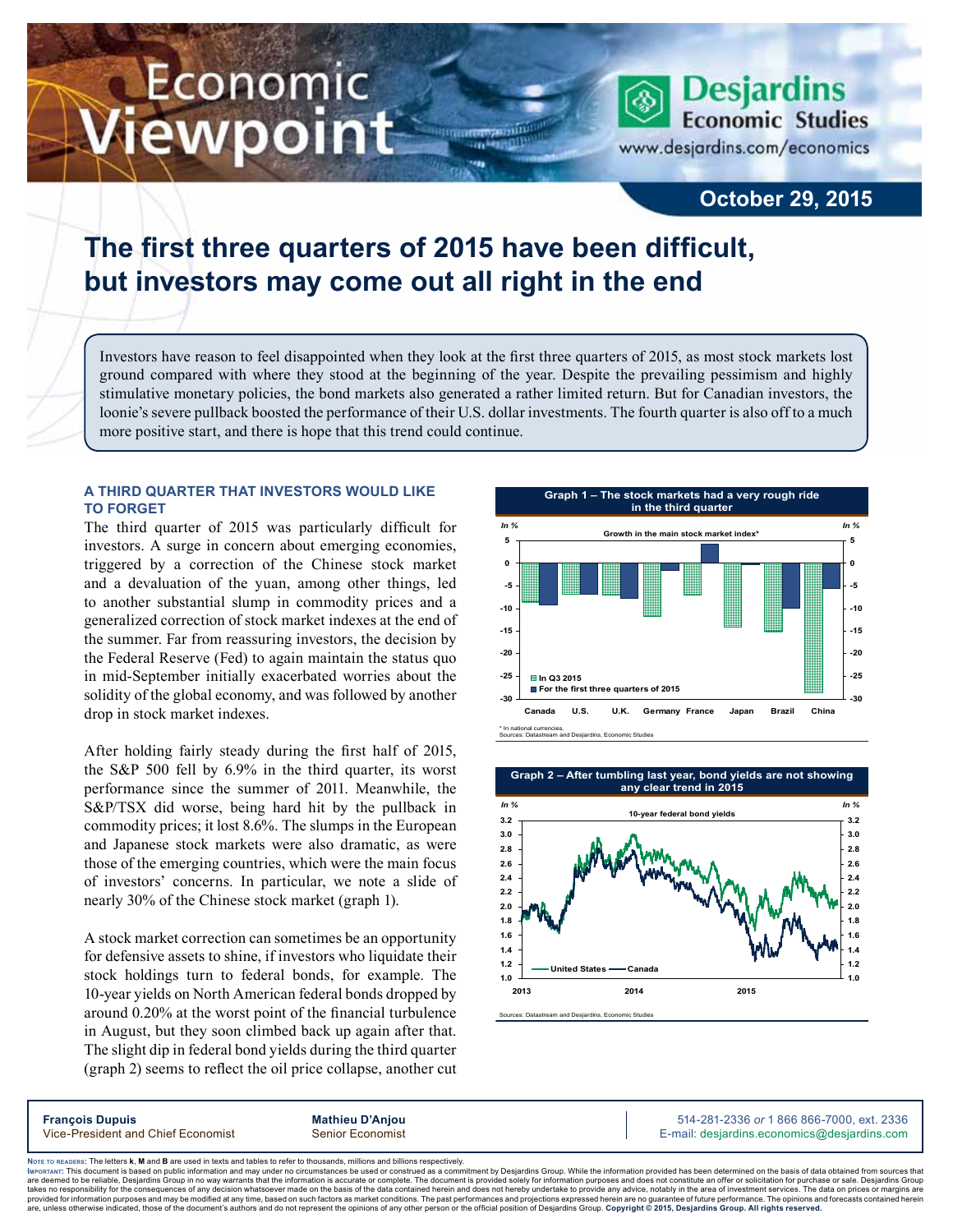# The first three quarters of 2015 have been difficult, but investors may come out all right in the end

October 29, 2015

Investors have reason to feel disappointed when they look at the first three quarters of 2015, as most stock markets lost ground compared with where they stood at the beginning of the year. Despite the prevailing pessimism and highly stimulative monetary policies, the bond markets also generated a rather limited return. But for Canadian investors, the loonie's severe pullback boosted the performance of their U.S. dollar investments. The fourth quarter is also off to a much more positive start, and there is hope that this trend could continue.

### A THIRD QUARTER THAT INVESTORS WOULD LIKE TO FORGET

The third quarter of 2015 was particularly difficult for investors. A surge in concern about emerging economies, triggered by a correction of the Chinese stock market and a devaluation of the yuan, among other things, led to another substantial slump in commodity prices and a generalized correction of stock market indexes at the end of the summer. Far from reassuring investors, the decision by the Federal Reserve (Fed) to again maintain the status quo in mid-September initially exacerbated worries about the solidity of the global economy, and was followed by another drop in stock market indexes.

After holding fairly steady during the first half of 2015, the S&P 500 fell by 6.9% in the third quarter, its worst performance since the summer of 2011. Meanwhile, the S&P/TSX did worse, being hard hit by the pullback in commodity prices; it lost 8.6%. The slumps in the European and Japanese stock markets were also dramatic, as were those of the emerging countries, which were the main focus of investors' concerns. In particular, we note a slide of nearly 30% of the Chinese stock market (graph 1).

A stock market correction can sometimes be an opportunity for defensive assets to shine, if investors who liquidate their stock holdings turn to federal bonds, for example. The 10-year yields on North American federal bonds dropped by around 0.20% at the worst point of the financial turbulence in August, but they soon climbed back up again after that. The slight dip in federal bond yields during the third quarter (graph 2) seems to reflect the oil price collapse, another cut

**Graph 1 – The stock markets had a very rough ride in the third quarter**

Growth in the main stock market index*

(In %; bars for Canada, U.S., U.K., Germany, France, Japan, Brazil, China — In Q3 2015; For the first three quarters of 2015)

\* In national currencies.
Sources: Datastream and Desjardins, Economic Studies

**Graph 2 – After tumbling last year, bond yields are not showing any clear trend in 2015**

10-year federal bond yields

(In %; United States, Canada; 2013–2015)

Sources: Datastream and Desjardins, Economic Studies

**François Dupuis**, Vice-President and Chief Economist
**Mathieu D'Anjou**, Senior Economist
514-281-2336 *or* 1 866 866-7000, ext. 2336
E-mail: desjardins.economics@desjardins.com

NOTE TO READERS: The letters k, M and B are used in texts and tables to refer to thousands, millions and billions respectively.
IMPORTANT: This document is based on public information and may under no circumstances be used or construed as a commitment by Desjardins Group. While the information provided has been determined on the basis of data obtained from sources that are deemed to be reliable, Desjardins Group in no way warrants that the information is accurate or complete. The document is provided solely for information purposes and does not constitute an offer or solicitation for purchase or sale. Desjardins Group takes no responsibility for the consequences of any decision whatsoever made on the basis of the data contained herein and does not hereby undertake to provide any advice, notably in the area of investment services. The data on prices or margins are provided for information purposes and may be modified at any time, based on such factors as market conditions. The past performances and projections expressed herein are no guarantee of future performance. The opinions and forecasts contained herein are, unless otherwise indicated, those of the document's authors and do not represent the opinions of any other person or the official position of Desjardins Group. **Copyright © 2015, Desjardins Group. All rights reserved.**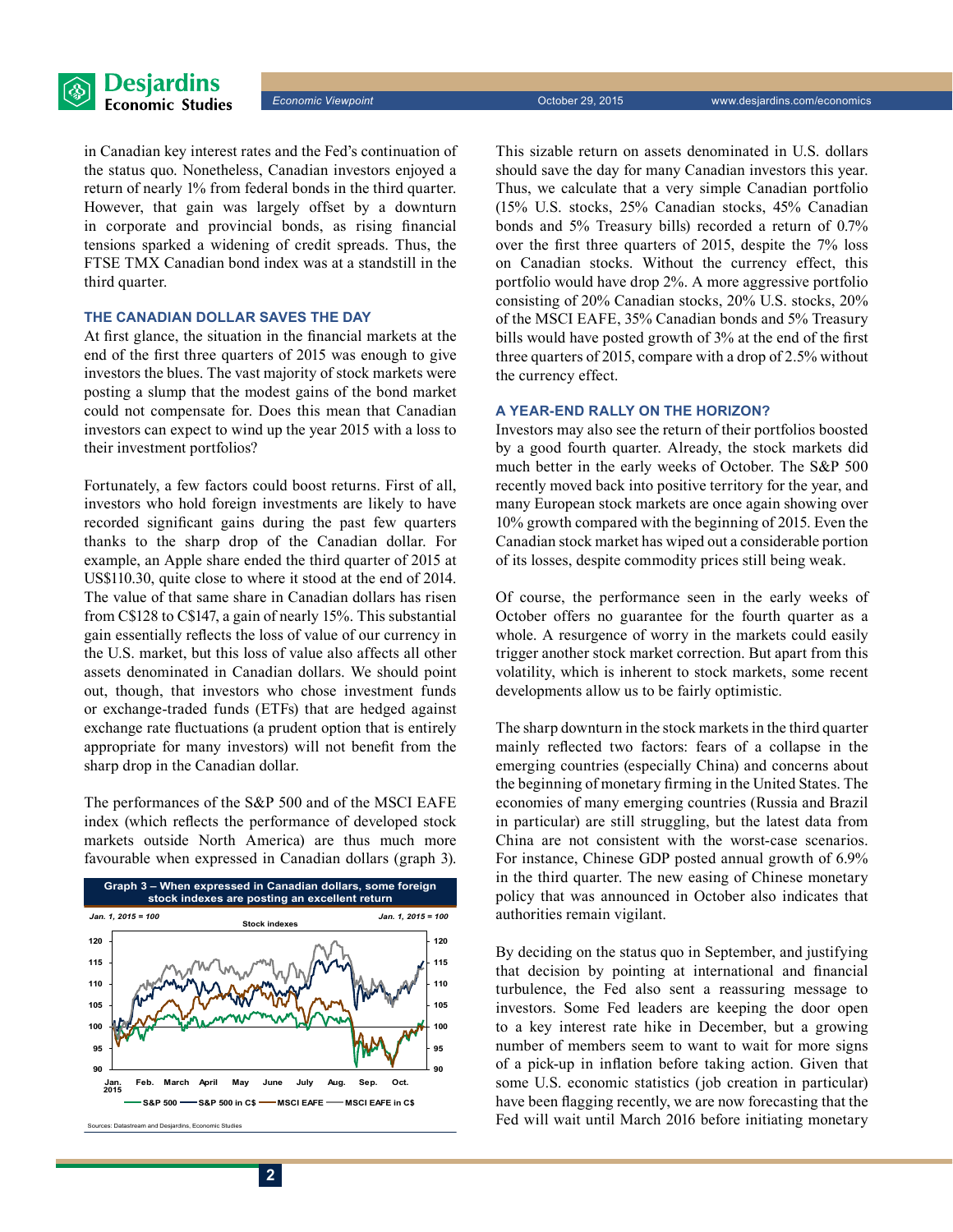in Canadian key interest rates and the Fed's continuation of the status quo. Nonetheless, Canadian investors enjoyed a return of nearly 1% from federal bonds in the third quarter. However, that gain was largely offset by a downturn in corporate and provincial bonds, as rising financial tensions sparked a widening of credit spreads. Thus, the FTSE TMX Canadian bond index was at a standstill in the third quarter.

### THE CANADIAN DOLLAR SAVES THE DAY

At first glance, the situation in the financial markets at the end of the first three quarters of 2015 was enough to give investors the blues. The vast majority of stock markets were posting a slump that the modest gains of the bond market could not compensate for. Does this mean that Canadian investors can expect to wind up the year 2015 with a loss to their investment portfolios?

Fortunately, a few factors could boost returns. First of all, investors who hold foreign investments are likely to have recorded significant gains during the past few quarters thanks to the sharp drop of the Canadian dollar. For example, an Apple share ended the third quarter of 2015 at US$110.30, quite close to where it stood at the end of 2014. The value of that same share in Canadian dollars has risen from C$128 to C$147, a gain of nearly 15%. This substantial gain essentially reflects the loss of value of our currency in the U.S. market, but this loss of value also affects all other assets denominated in Canadian dollars. We should point out, though, that investors who chose investment funds or exchange-traded funds (ETFs) that are hedged against exchange rate fluctuations (a prudent option that is entirely appropriate for many investors) will not benefit from the sharp drop in the Canadian dollar.

The performances of the S&P 500 and of the MSCI EAFE index (which reflects the performance of developed stock markets outside North America) are thus much more favourable when expressed in Canadian dollars (graph 3).

**Graph 3 – When expressed in Canadian dollars, some foreign stock indexes are posting an excellent return**

Stock indexes (Jan. 1, 2015 = 100) — S&P 500; S&P 500 in C$; MSCI EAFE; MSCI EAFE in C$

Sources: Datastream and Desjardins, Economic Studies

This sizable return on assets denominated in U.S. dollars should save the day for many Canadian investors this year. Thus, we calculate that a very simple Canadian portfolio (15% U.S. stocks, 25% Canadian stocks, 45% Canadian bonds and 5% Treasury bills) recorded a return of 0.7% over the first three quarters of 2015, despite the 7% loss on Canadian stocks. Without the currency effect, this portfolio would have drop 2%. A more aggressive portfolio consisting of 20% Canadian stocks, 20% U.S. stocks, 20% of the MSCI EAFE, 35% Canadian bonds and 5% Treasury bills would have posted growth of 3% at the end of the first three quarters of 2015, compare with a drop of 2.5% without the currency effect.

### A YEAR-END RALLY ON THE HORIZON?

Investors may also see the return of their portfolios boosted by a good fourth quarter. Already, the stock markets did much better in the early weeks of October. The S&P 500 recently moved back into positive territory for the year, and many European stock markets are once again showing over 10% growth compared with the beginning of 2015. Even the Canadian stock market has wiped out a considerable portion of its losses, despite commodity prices still being weak.

Of course, the performance seen in the early weeks of October offers no guarantee for the fourth quarter as a whole. A resurgence of worry in the markets could easily trigger another stock market correction. But apart from this volatility, which is inherent to stock markets, some recent developments allow us to be fairly optimistic.

The sharp downturn in the stock markets in the third quarter mainly reflected two factors: fears of a collapse in the emerging countries (especially China) and concerns about the beginning of monetary firming in the United States. The economies of many emerging countries (Russia and Brazil in particular) are still struggling, but the latest data from China are not consistent with the worst-case scenarios. For instance, Chinese GDP posted annual growth of 6.9% in the third quarter. The new easing of Chinese monetary policy that was announced in October also indicates that authorities remain vigilant.

By deciding on the status quo in September, and justifying that decision by pointing at international and financial turbulence, the Fed also sent a reassuring message to investors. Some Fed leaders are keeping the door open to a key interest rate hike in December, but a growing number of members seem to want to wait for more signs of a pick-up in inflation before taking action. Given that some U.S. economic statistics (job creation in particular) have been flagging recently, we are now forecasting that the Fed will wait until March 2016 before initiating monetary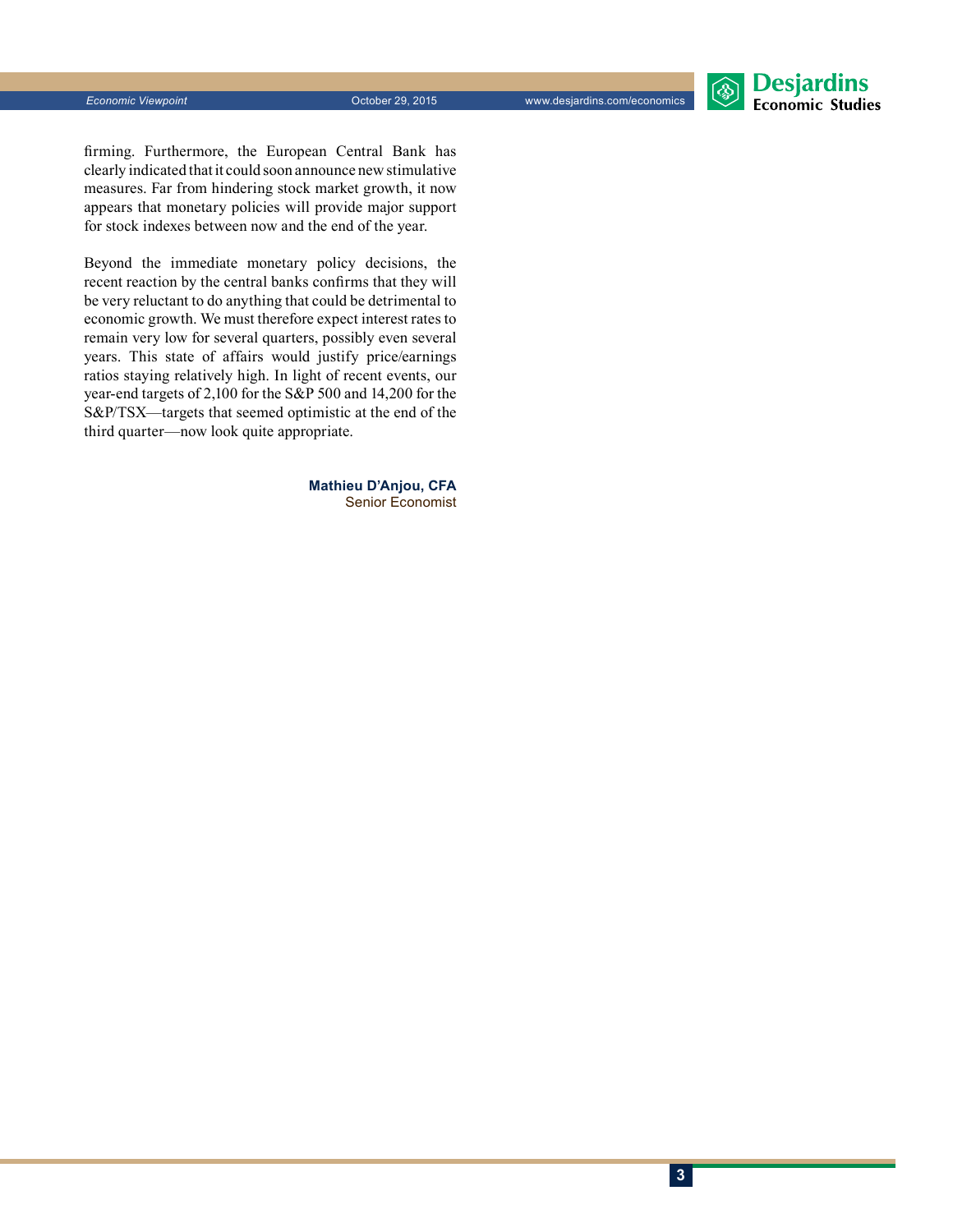firming. Furthermore, the European Central Bank has clearly indicated that it could soon announce new stimulative measures. Far from hindering stock market growth, it now appears that monetary policies will provide major support for stock indexes between now and the end of the year.

Beyond the immediate monetary policy decisions, the recent reaction by the central banks confirms that they will be very reluctant to do anything that could be detrimental to economic growth. We must therefore expect interest rates to remain very low for several quarters, possibly even several years. This state of affairs would justify price/earnings ratios staying relatively high. In light of recent events, our year-end targets of 2,100 for the S&P 500 and 14,200 for the S&P/TSX—targets that seemed optimistic at the end of the third quarter—now look quite appropriate.

**Mathieu D'Anjou, CFA**
Senior Economist